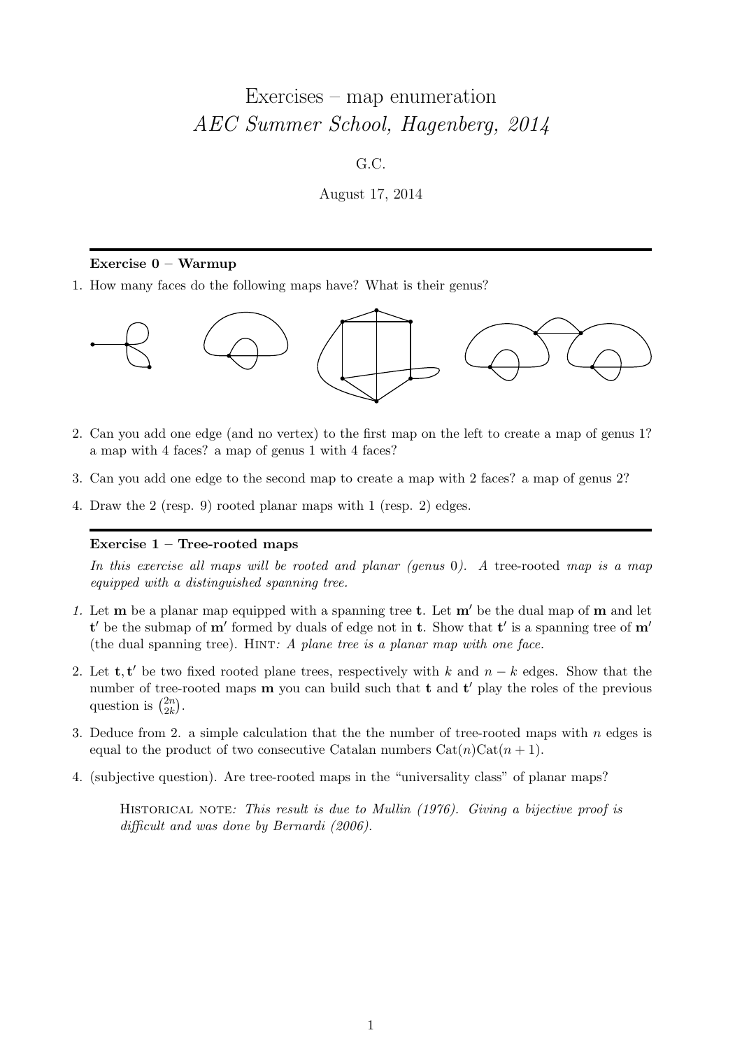# Exercises – map enumeration
## *AEC Summer School, Hagenberg, 2014*

G.C.

August 17, 2014

---

**Exercise 0 – Warmup**

1. How many faces do the following maps have? What is their genus?

2. Can you add one edge (and no vertex) to the first map on the left to create a map of genus 1? a map with 4 faces? a map of genus 1 with 4 faces?

3. Can you add one edge to the second map to create a map with 2 faces? a map of genus 2?

4. Draw the 2 (resp. 9) rooted planar maps with 1 (resp. 2) edges.

---

**Exercise 1 – Tree-rooted maps**

*In this exercise all maps will be rooted and planar (genus 0). A* tree-rooted *map is a map equipped with a distinguished spanning tree.*

1. Let $\mathbf{m}$ be a planar map equipped with a spanning tree $\mathbf{t}$. Let $\mathbf{m}'$ be the dual map of $\mathbf{m}$ and let $\mathbf{t}'$ be the submap of $\mathbf{m}'$ formed by duals of edge not in $\mathbf{t}$. Show that $\mathbf{t}'$ is a spanning tree of $\mathbf{m}'$ (the dual spanning tree). Hint*: A plane tree is a planar map with one face.*

2. Let $\mathbf{t}, \mathbf{t}'$ be two fixed rooted plane trees, respectively with $k$ and $n-k$ edges. Show that the number of tree-rooted maps $\mathbf{m}$ you can build such that $\mathbf{t}$ and $\mathbf{t}'$ play the roles of the previous question is $\binom{2n}{2k}$.

3. Deduce from 2. a simple calculation that the the number of tree-rooted maps with $n$ edges is equal to the product of two consecutive Catalan numbers $\mathrm{Cat}(n)\mathrm{Cat}(n+1)$.

4. (subjective question). Are tree-rooted maps in the "universality class" of planar maps?

> Historical note*: This result is due to Mullin (1976). Giving a bijective proof is difficult and was done by Bernardi (2006).*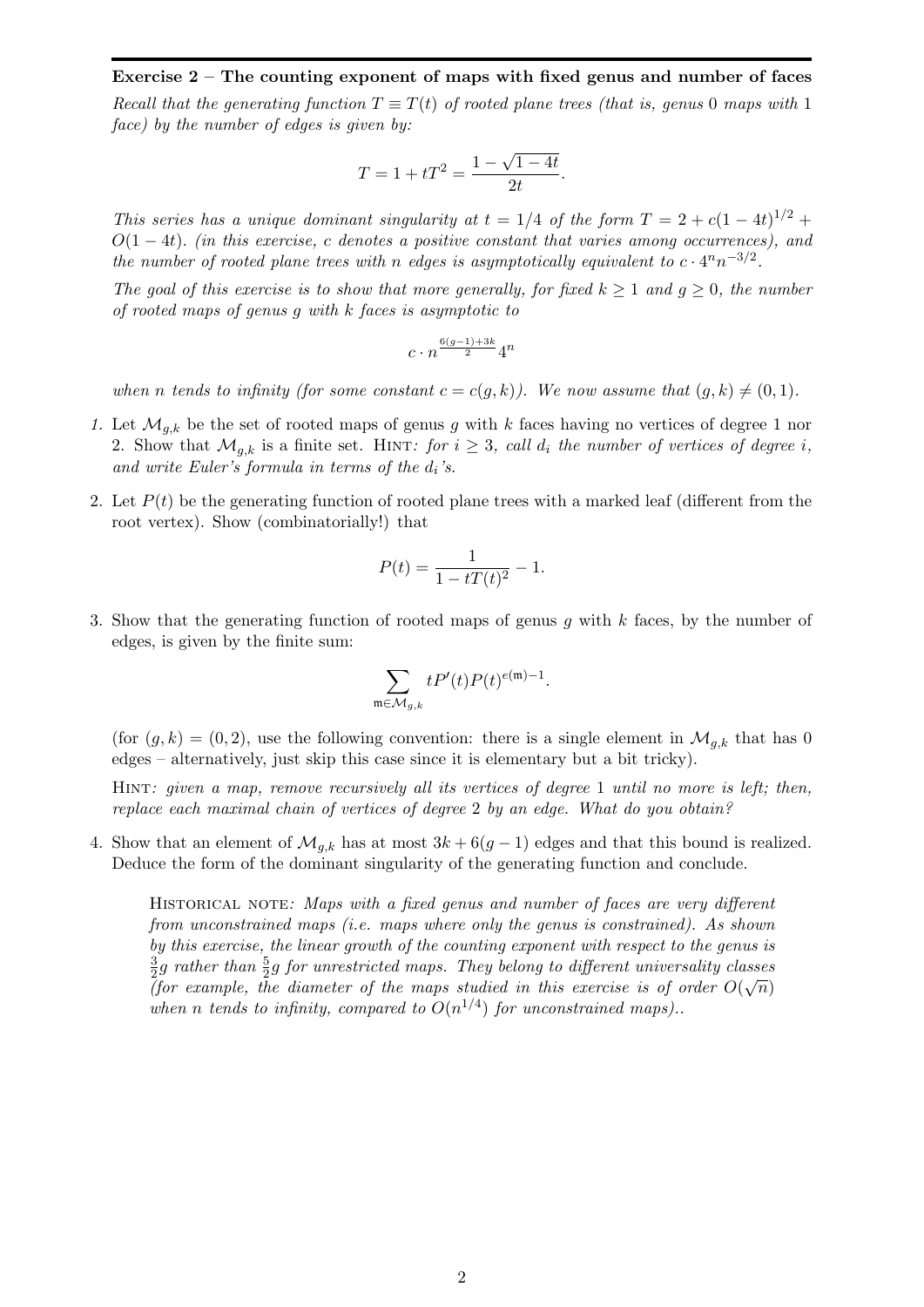**Exercise 2 – The counting exponent of maps with fixed genus and number of faces**

*Recall that the generating function $T \equiv T(t)$ of rooted plane trees (that is, genus 0 maps with 1 face) by the number of edges is given by:*

$$T = 1 + tT^2 = \frac{1 - \sqrt{1-4t}}{2t}.$$

*This series has a unique dominant singularity at $t = 1/4$ of the form $T = 2 + c(1-4t)^{1/2} + O(1-4t)$. (in this exercise, $c$ denotes a positive constant that varies among occurrences), and the number of rooted plane trees with $n$ edges is asymptotically equivalent to $c \cdot 4^n n^{-3/2}$.*

*The goal of this exercise is to show that more generally, for fixed $k \geq 1$ and $g \geq 0$, the number of rooted maps of genus $g$ with $k$ faces is asymptotic to*

$$c \cdot n^{\frac{6(g-1)+3k}{2}} 4^n$$

*when $n$ tends to infinity (for some constant $c = c(g,k)$). We now assume that $(g,k) \neq (0,1)$.*

1. Let $\mathcal{M}_{g,k}$ be the set of rooted maps of genus $g$ with $k$ faces having no vertices of degree 1 nor 2. Show that $\mathcal{M}_{g,k}$ is a finite set. Hint*: for $i \geq 3$, call $d_i$ the number of vertices of degree $i$, and write Euler's formula in terms of the $d_i$'s.*

2. Let $P(t)$ be the generating function of rooted plane trees with a marked leaf (different from the root vertex). Show (combinatorially!) that

$$P(t) = \frac{1}{1 - tT(t)^2} - 1.$$

3. Show that the generating function of rooted maps of genus $g$ with $k$ faces, by the number of edges, is given by the finite sum:

$$\sum_{\mathfrak{m} \in \mathcal{M}_{g,k}} tP'(t)P(t)^{e(\mathfrak{m})-1}.$$

(for $(g,k) = (0,2)$, use the following convention: there is a single element in $\mathcal{M}_{g,k}$ that has 0 edges – alternatively, just skip this case since it is elementary but a bit tricky).

Hint*: given a map, remove recursively all its vertices of degree 1 until no more is left; then, replace each maximal chain of vertices of degree 2 by an edge. What do you obtain?*

4. Show that an element of $\mathcal{M}_{g,k}$ has at most $3k + 6(g-1)$ edges and that this bound is realized. Deduce the form of the dominant singularity of the generating function and conclude.

> Historical note*: Maps with a fixed genus and number of faces are very different from unconstrained maps (i.e. maps where only the genus is constrained). As shown by this exercise, the linear growth of the counting exponent with respect to the genus is $\frac{3}{2}g$ rather than $\frac{5}{2}g$ for unrestricted maps. They belong to different universality classes (for example, the diameter of the maps studied in this exercise is of order $O(\sqrt{n})$ when $n$ tends to infinity, compared to $O(n^{1/4})$ for unconstrained maps)..*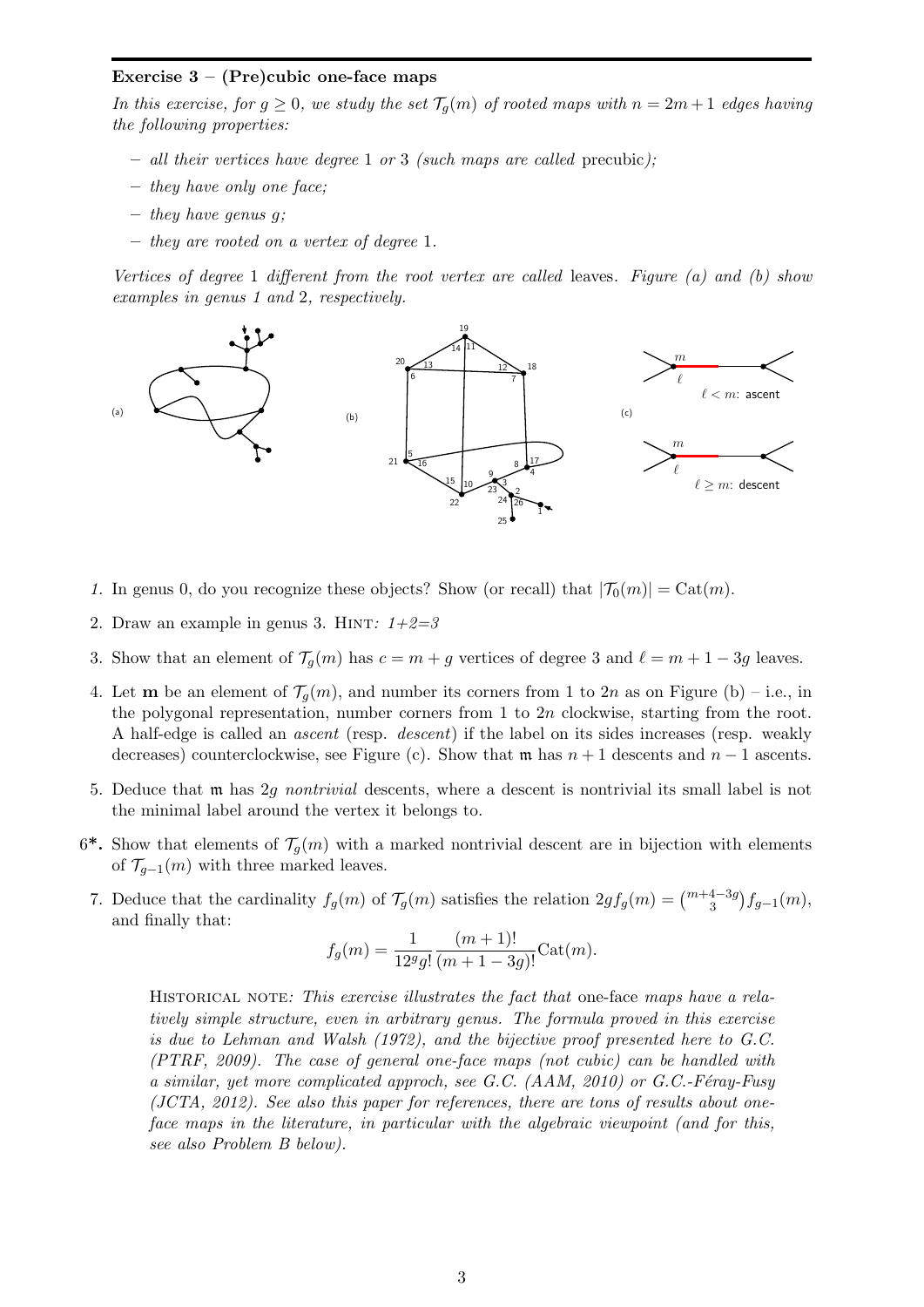**Exercise 3 – (Pre)cubic one-face maps**

*In this exercise, for $g \geq 0$, we study the set $\mathcal{T}_g(m)$ of rooted maps with $n = 2m+1$ edges having the following properties:*

- *all their vertices have degree 1 or 3 (such maps are called* precubic*);*
- *they have only one face;*
- *they have genus $g$;*
- *they are rooted on a vertex of degree 1.*

*Vertices of degree 1 different from the root vertex are called* leaves*. Figure (a) and (b) show examples in genus 1 and 2, respectively.*

(a) (b) (c)

$\ell < m$: ascent

$\ell \geq m$: descent

1. In genus 0, do you recognize these objects? Show (or recall) that $|\mathcal{T}_0(m)| = \mathrm{Cat}(m)$.

2. Draw an example in genus 3. Hint: *1+2=3*

3. Show that an element of $\mathcal{T}_g(m)$ has $c = m + g$ vertices of degree 3 and $\ell = m + 1 - 3g$ leaves.

4. Let $\mathbf{m}$ be an element of $\mathcal{T}_g(m)$, and number its corners from 1 to $2n$ as on Figure (b) – i.e., in the polygonal representation, number corners from 1 to $2n$ clockwise, starting from the root. A half-edge is called an *ascent* (resp. *descent*) if the label on its sides increases (resp. weakly decreases) counterclockwise, see Figure (c). Show that $\mathfrak{m}$ has $n+1$ descents and $n-1$ ascents.

5. Deduce that $\mathfrak{m}$ has $2g$ *nontrivial* descents, where a descent is nontrivial its small label is not the minimal label around the vertex it belongs to.

6*. Show that elements of $\mathcal{T}_g(m)$ with a marked nontrivial descent are in bijection with elements of $\mathcal{T}_{g-1}(m)$ with three marked leaves.

7. Deduce that the cardinality $f_g(m)$ of $\mathcal{T}_g(m)$ satisfies the relation $2g f_g(m) = \binom{m+4-3g}{3} f_{g-1}(m)$, and finally that:

$$f_g(m) = \frac{1}{12^g g!} \frac{(m+1)!}{(m+1-3g)!} \mathrm{Cat}(m).$$

Historical note: *This exercise illustrates the fact that* one-face *maps have a relatively simple structure, even in arbitrary genus. The formula proved in this exercise is due to Lehman and Walsh (1972), and the bijective proof presented here to G.C. (PTRF, 2009). The case of general one-face maps (not cubic) can be handled with a similar, yet more complicated approch, see G.C. (AAM, 2010) or G.C.-Féray-Fusy (JCTA, 2012). See also this paper for references, there are tons of results about one-face maps in the literature, in particular with the algebraic viewpoint (and for this, see also Problem B below).*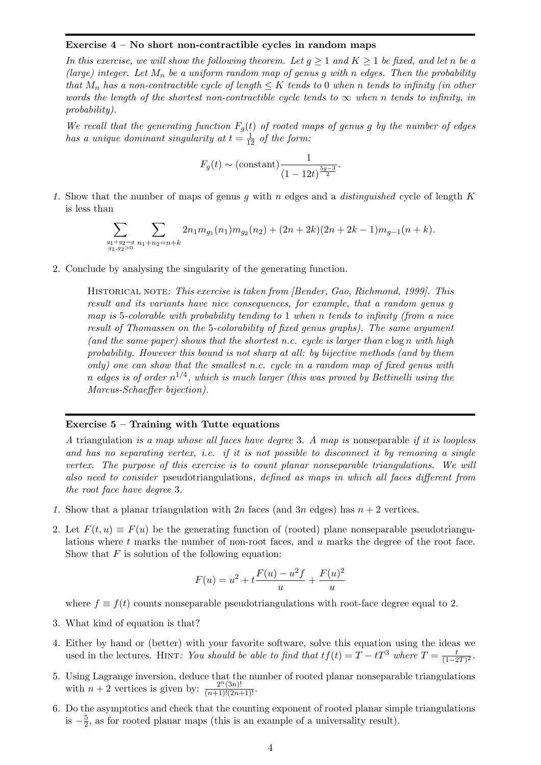### Exercise 4 – No short non-contractible cycles in random maps

*In this exercise, we will show the following theorem. Let $g \geq 1$ and $K \geq 1$ be fixed, and let $n$ be a (large) integer. Let $M_n$ be a uniform random map of genus $g$ with $n$ edges. Then the probability that $M_n$ has a non-contractible cycle of length $\leq K$ tends to 0 when $n$ tends to infinity (in other words the length of the shortest non-contractible cycle tends to $\infty$ when $n$ tends to infinity, in probability).*

*We recall that the generating function $F_g(t)$ of rooted maps of genus $g$ by the number of edges has a unique dominant singularity at $t = \frac{1}{12}$ of the form:*

$$F_g(t) \sim (\text{constant}) \frac{1}{(1-12t)^{\frac{5g-3}{2}}}.$$

1. Show that the number of maps of genus $g$ with $n$ edges and a *distinguished* cycle of length $K$ is less than

$$\sum_{\substack{g_1+g_2=g \\ g_1,g_2>0}} \sum_{n_1+n_2=n+k} 2n_1 m_{g_1}(n_1) m_{g_2}(n_2) + (2n+2k)(2n+2k-1) m_{g-1}(n+k).$$

2. Conclude by analysing the singularity of the generating function.

> Historical note: *This exercise is taken from [Bender, Gao, Richmond, 1999]. This result and its variants have nice consequences, for example, that a random genus $g$ map is 5-colorable with probability tending to 1 when $n$ tends to infinity (from a nice result of Thomassen on the 5-colorability of fixed genus graphs). The same argument (and the same paper) shows that the shortest n.c. cycle is larger than $c \log n$ with high probability. However this bound is not sharp at all: by bijective methods (and by them only) one can show that the smallest n.c. cycle in a random map of fixed genus with $n$ edges is of order $n^{1/4}$, which is much larger (this was proved by Bettinelli using the Marcus-Schaeffer bijection).*

### Exercise 5 – Training with Tutte equations

*A* triangulation *is a map whose all faces have degree* 3*. A map is* nonseparable *if it is loopless and has no separating vertex, i.e. if it is not possible to disconnect it by removing a single vertex. The purpose of this exercise is to count planar nonseparable triangulations. We will also need to consider* pseudotriangulations*, defined as maps in which all faces different from the root face have degree* 3*.*

1. Show that a planar triangulation with $2n$ faces (and $3n$ edges) has $n+2$ vertices.

2. Let $F(t,u) \equiv F(u)$ be the generating function of (rooted) plane nonseparable pseudotriangulations where $t$ marks the number of non-root faces, and $u$ marks the degree of the root face. Show that $F$ is solution of the following equation:

$$F(u) = u^2 + t\frac{F(u) - u^2 f}{u} + \frac{F(u)^2}{u}$$

where $f \equiv f(t)$ counts nonseparable pseudotriangulations with root-face degree equal to 2.

3. What kind of equation is that?

4. Either by hand or (better) with your favorite software, solve this equation using the ideas we used in the lectures. Hint: *You should be able to find that $tf(t) = T - tT^3$ where $T = \frac{t}{(1-2T)^2}$.*

5. Using Lagrange inversion, deduce that the number of rooted planar nonseparable triangulations with $n+2$ vertices is given by: $\frac{2^n(3n)!}{(n+1)!(2n+1)!}$.

6. Do the asymptotics and check that the counting exponent of rooted planar simple triangulations is $-\frac{5}{2}$, as for rooted planar maps (this is an example of a universality result).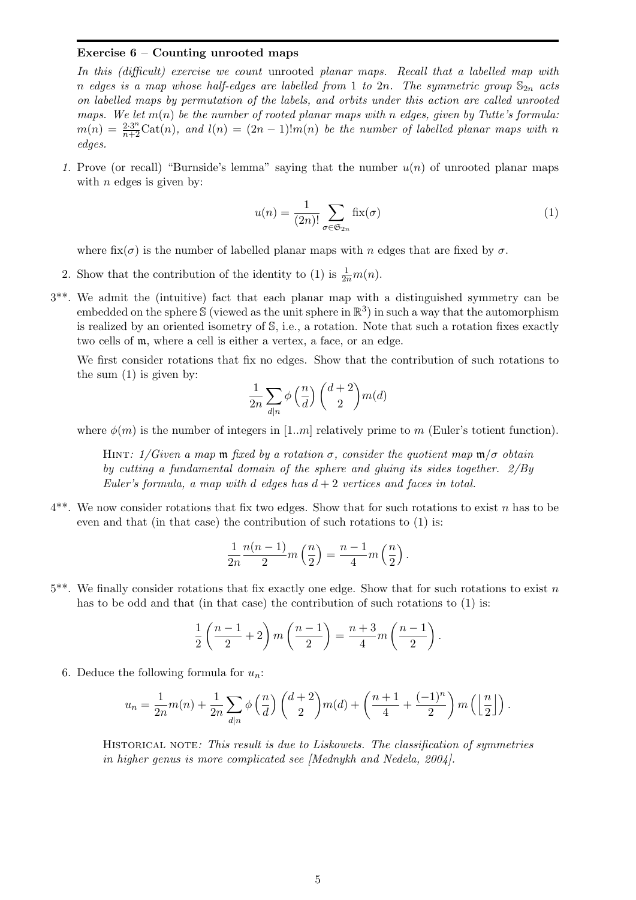**Exercise 6 – Counting unrooted maps**

*In this (difficult) exercise we count* unrooted *planar maps. Recall that a labelled map with $n$ edges is a map whose half-edges are labelled from 1 to $2n$. The symmetric group $\mathbb{S}_{2n}$ acts on labelled maps by permutation of the labels, and orbits under this action are called unrooted maps. We let $m(n)$ be the number of rooted planar maps with $n$ edges, given by Tutte's formula: $m(n) = \frac{2\cdot 3^n}{n+2}\mathrm{Cat}(n)$, and $l(n) = (2n-1)!m(n)$ be the number of labelled planar maps with $n$ edges.*

1. Prove (or recall) "Burnside's lemma" saying that the number $u(n)$ of unrooted planar maps with $n$ edges is given by:

$$u(n) = \frac{1}{(2n)!}\sum_{\sigma\in\mathfrak{S}_{2n}} \mathrm{fix}(\sigma) \tag{1}$$

where $\mathrm{fix}(\sigma)$ is the number of labelled planar maps with $n$ edges that are fixed by $\sigma$.

2. Show that the contribution of the identity to (1) is $\frac{1}{2n}m(n)$.

3**. We admit the (intuitive) fact that each planar map with a distinguished symmetry can be embedded on the sphere $\mathbb{S}$ (viewed as the unit sphere in $\mathbb{R}^3$) in such a way that the automorphism is realized by an oriented isometry of $\mathbb{S}$, i.e., a rotation. Note that such a rotation fixes exactly two cells of $\mathfrak{m}$, where a cell is either a vertex, a face, or an edge.

We first consider rotations that fix no edges. Show that the contribution of such rotations to the sum (1) is given by:

$$\frac{1}{2n}\sum_{d|n}\phi\left(\frac{n}{d}\right)\binom{d+2}{2}m(d)$$

where $\phi(m)$ is the number of integers in $[1..m]$ relatively prime to $m$ (Euler's totient function).

> Hint*: 1/Given a map $\mathfrak{m}$ fixed by a rotation $\sigma$, consider the quotient map $\mathfrak{m}/\sigma$ obtain by cutting a fundamental domain of the sphere and gluing its sides together. 2/By Euler's formula, a map with $d$ edges has $d+2$ vertices and faces in total.*

4**. We now consider rotations that fix two edges. Show that for such rotations to exist $n$ has to be even and that (in that case) the contribution of such rotations to (1) is:

$$\frac{1}{2n}\frac{n(n-1)}{2}m\left(\frac{n}{2}\right) = \frac{n-1}{4}m\left(\frac{n}{2}\right).$$

5**. We finally consider rotations that fix exactly one edge. Show that for such rotations to exist $n$ has to be odd and that (in that case) the contribution of such rotations to (1) is:

$$\frac{1}{2}\left(\frac{n-1}{2}+2\right)m\left(\frac{n-1}{2}\right) = \frac{n+3}{4}m\left(\frac{n-1}{2}\right).$$

6. Deduce the following formula for $u_n$:

$$u_n = \frac{1}{2n}m(n) + \frac{1}{2n}\sum_{d|n}\phi\left(\frac{n}{d}\right)\binom{d+2}{2}m(d) + \left(\frac{n+1}{4}+\frac{(-1)^n}{2}\right)m\left(\left\lfloor\frac{n}{2}\right\rfloor\right).$$

> Historical note*: This result is due to Liskowets. The classification of symmetries in higher genus is more complicated see [Mednykh and Nedela, 2004].*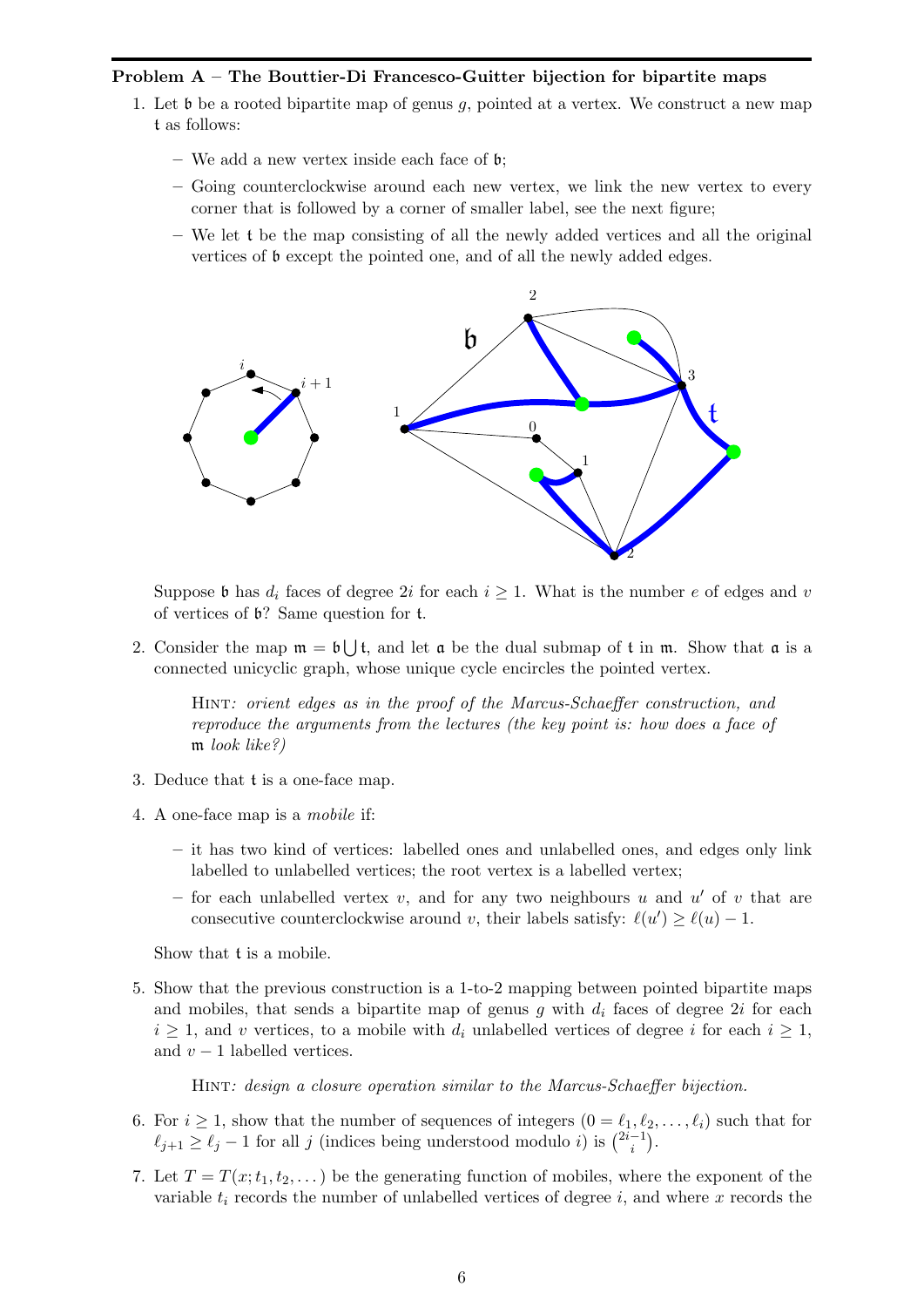**Problem A – The Bouttier-Di Francesco-Guitter bijection for bipartite maps**

1. Let $\mathfrak{b}$ be a rooted bipartite map of genus $g$, pointed at a vertex. We construct a new map $\mathfrak{t}$ as follows:

   – We add a new vertex inside each face of $\mathfrak{b}$;

   – Going counterclockwise around each new vertex, we link the new vertex to every corner that is followed by a corner of smaller label, see the next figure;

   – We let $\mathfrak{t}$ be the map consisting of all the newly added vertices and all the original vertices of $\mathfrak{b}$ except the pointed one, and of all the newly added edges.

   Suppose $\mathfrak{b}$ has $d_i$ faces of degree $2i$ for each $i \geq 1$. What is the number $e$ of edges and $v$ of vertices of $\mathfrak{b}$? Same question for $\mathfrak{t}$.

2. Consider the map $\mathfrak{m} = \mathfrak{b} \bigcup \mathfrak{t}$, and let $\mathfrak{a}$ be the dual submap of $\mathfrak{t}$ in $\mathfrak{m}$. Show that $\mathfrak{a}$ is a connected unicyclic graph, whose unique cycle encircles the pointed vertex.

   Hint: *orient edges as in the proof of the Marcus-Schaeffer construction, and reproduce the arguments from the lectures (the key point is: how does a face of $\mathfrak{m}$ look like?)*

3. Deduce that $\mathfrak{t}$ is a one-face map.

4. A one-face map is a *mobile* if:

   – it has two kind of vertices: labelled ones and unlabelled ones, and edges only link labelled to unlabelled vertices; the root vertex is a labelled vertex;

   – for each unlabelled vertex $v$, and for any two neighbours $u$ and $u'$ of $v$ that are consecutive counterclockwise around $v$, their labels satisfy: $\ell(u') \geq \ell(u) - 1$.

   Show that $\mathfrak{t}$ is a mobile.

5. Show that the previous construction is a 1-to-2 mapping between pointed bipartite maps and mobiles, that sends a bipartite map of genus $g$ with $d_i$ faces of degree $2i$ for each $i \geq 1$, and $v$ vertices, to a mobile with $d_i$ unlabelled vertices of degree $i$ for each $i \geq 1$, and $v - 1$ labelled vertices.

   Hint: *design a closure operation similar to the Marcus-Schaeffer bijection.*

6. For $i \geq 1$, show that the number of sequences of integers $(0 = \ell_1, \ell_2, \dots, \ell_i)$ such that for $\ell_{j+1} \geq \ell_j - 1$ for all $j$ (indices being understood modulo $i$) is $\binom{2i-1}{i}$.

7. Let $T = T(x; t_1, t_2, \dots)$ be the generating function of mobiles, where the exponent of the variable $t_i$ records the number of unlabelled vertices of degree $i$, and where $x$ records the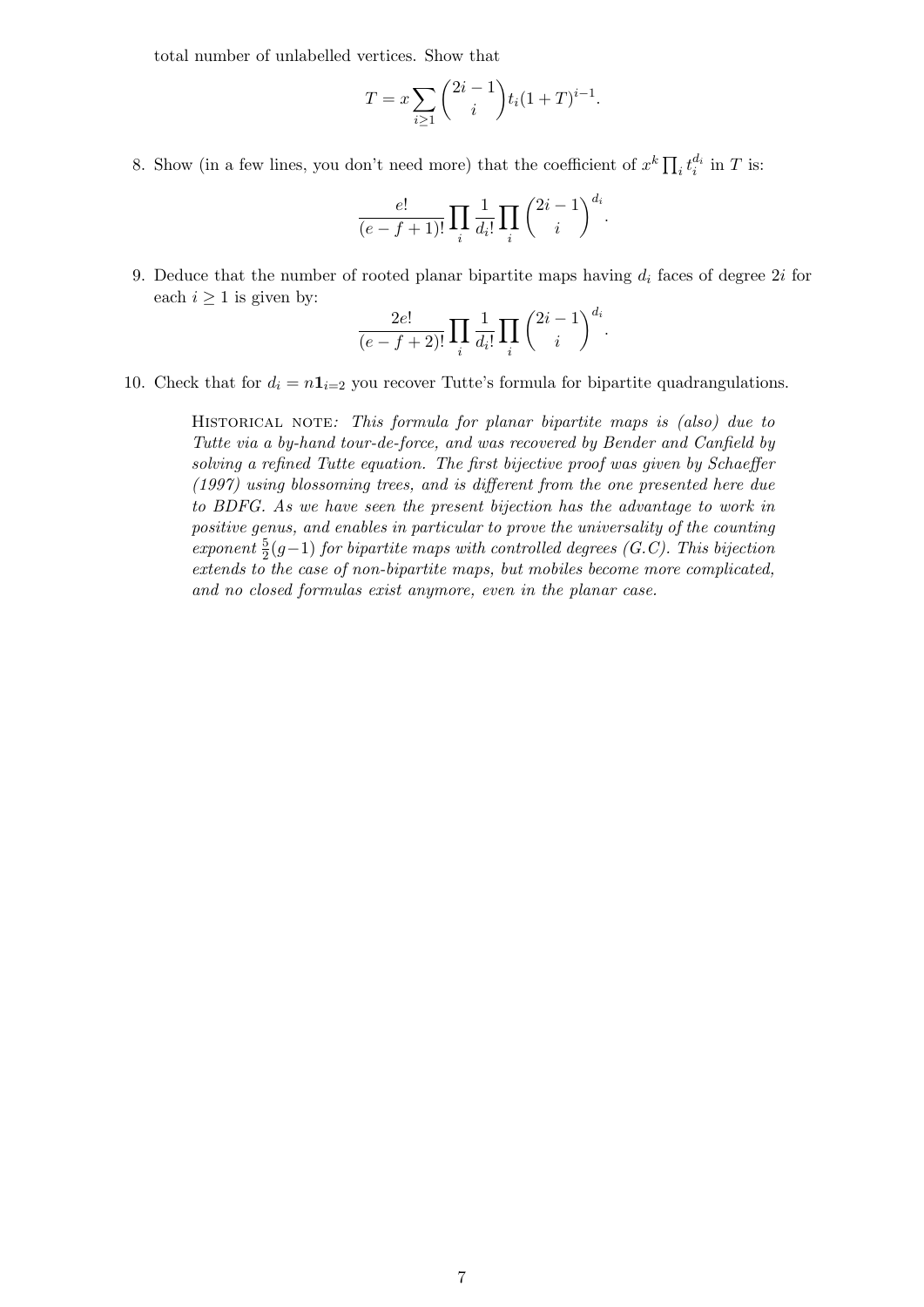total number of unlabelled vertices. Show that

$$T = x \sum_{i \geq 1} \binom{2i-1}{i} t_i (1+T)^{i-1}.$$

8. Show (in a few lines, you don't need more) that the coefficient of $x^k \prod_i t_i^{d_i}$ in $T$ is:

$$\frac{e!}{(e-f+1)!} \prod_i \frac{1}{d_i!} \prod_i \binom{2i-1}{i}^{d_i}.$$

9. Deduce that the number of rooted planar bipartite maps having $d_i$ faces of degree $2i$ for each $i \geq 1$ is given by:

$$\frac{2e!}{(e-f+2)!} \prod_i \frac{1}{d_i!} \prod_i \binom{2i-1}{i}^{d_i}.$$

10. Check that for $d_i = n\mathbf{1}_{i=2}$ you recover Tutte's formula for bipartite quadrangulations.

> Historical note: *This formula for planar bipartite maps is (also) due to Tutte via a by-hand tour-de-force, and was recovered by Bender and Canfield by solving a refined Tutte equation. The first bijective proof was given by Schaeffer (1997) using blossoming trees, and is different from the one presented here due to BDFG. As we have seen the present bijection has the advantage to work in positive genus, and enables in particular to prove the universality of the counting exponent $\frac{5}{2}(g-1)$ for bipartite maps with controlled degrees (G.C). This bijection extends to the case of non-bipartite maps, but mobiles become more complicated, and no closed formulas exist anymore, even in the planar case.*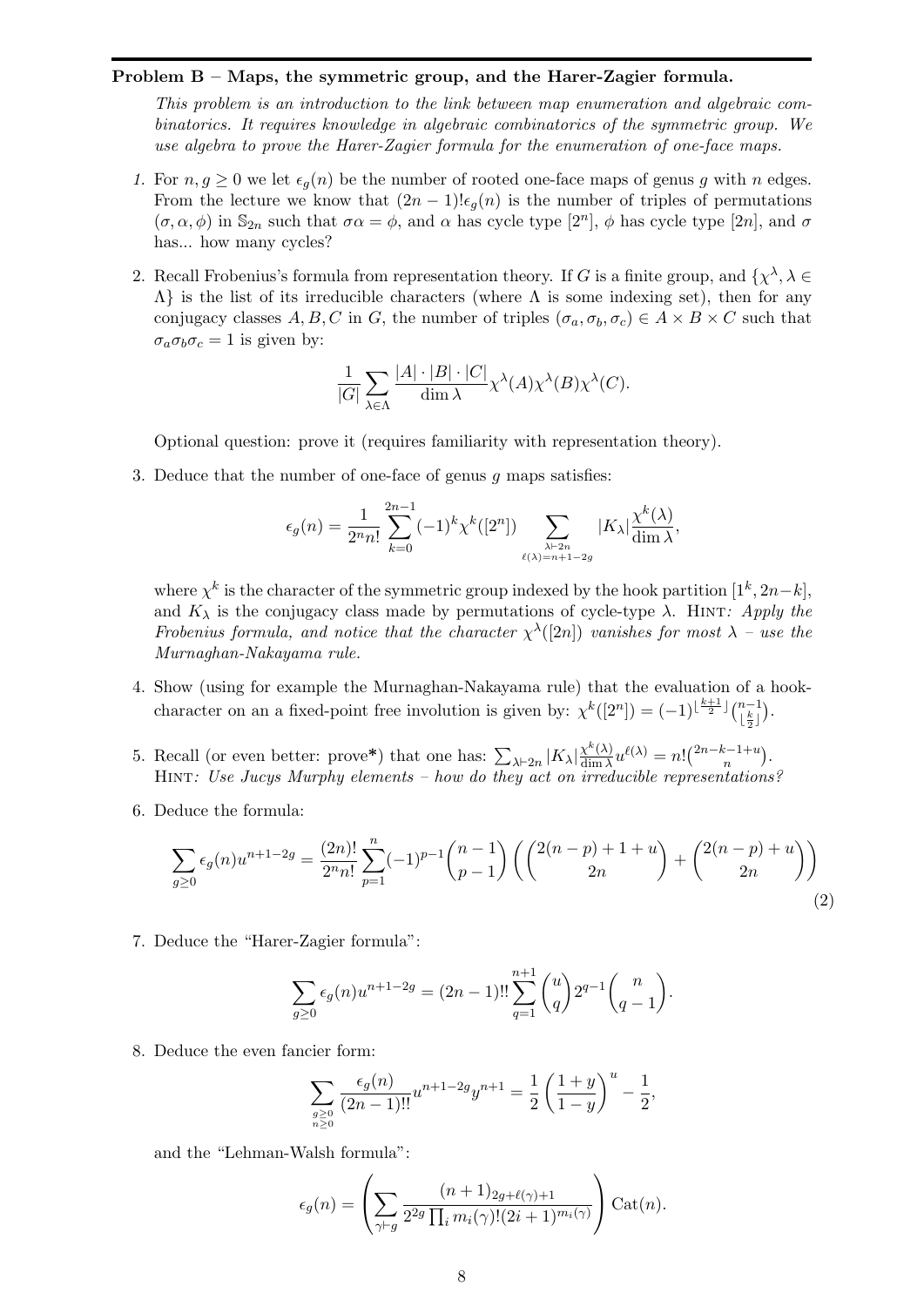**Problem B – Maps, the symmetric group, and the Harer-Zagier formula.**

*This problem is an introduction to the link between map enumeration and algebraic combinatorics. It requires knowledge in algebraic combinatorics of the symmetric group. We use algebra to prove the Harer-Zagier formula for the enumeration of one-face maps.*

1. For $n, g \geq 0$ we let $\epsilon_g(n)$ be the number of rooted one-face maps of genus $g$ with $n$ edges. From the lecture we know that $(2n-1)!\epsilon_g(n)$ is the number of triples of permutations $(\sigma, \alpha, \phi)$ in $\mathbb{S}_{2n}$ such that $\sigma\alpha = \phi$, and $\alpha$ has cycle type $[2^n]$, $\phi$ has cycle type $[2n]$, and $\sigma$ has... how many cycles?

2. Recall Frobenius's formula from representation theory. If $G$ is a finite group, and $\{\chi^\lambda, \lambda \in \Lambda\}$ is the list of its irreducible characters (where $\Lambda$ is some indexing set), then for any conjugacy classes $A, B, C$ in $G$, the number of triples $(\sigma_a, \sigma_b, \sigma_c) \in A \times B \times C$ such that $\sigma_a\sigma_b\sigma_c = 1$ is given by:
$$\frac{1}{|G|}\sum_{\lambda\in\Lambda}\frac{|A|\cdot|B|\cdot|C|}{\dim\lambda}\chi^\lambda(A)\chi^\lambda(B)\chi^\lambda(C).$$
Optional question: prove it (requires familiarity with representation theory).

3. Deduce that the number of one-face of genus $g$ maps satisfies:
$$\epsilon_g(n) = \frac{1}{2^n n!}\sum_{k=0}^{2n-1}(-1)^k\chi^k([2^n])\sum_{\substack{\lambda\vdash 2n\\ \ell(\lambda)=n+1-2g}}|K_\lambda|\frac{\chi^k(\lambda)}{\dim\lambda},$$
where $\chi^k$ is the character of the symmetric group indexed by the hook partition $[1^k, 2n-k]$, and $K_\lambda$ is the conjugacy class made by permutations of cycle-type $\lambda$. Hint*: Apply the Frobenius formula, and notice that the character* $\chi^\lambda([2n])$ *vanishes for most* $\lambda$ *– use the Murnaghan-Nakayama rule.*

4. Show (using for example the Murnaghan-Nakayama rule) that the evaluation of a hook-character on an a fixed-point free involution is given by: $\chi^k([2^n]) = (-1)^{\lfloor\frac{k+1}{2}\rfloor}\binom{n-1}{\lfloor\frac{k}{2}\rfloor}$.

5. Recall (or even better: prove\*) that one has: $\sum_{\lambda\vdash 2n}|K_\lambda|\frac{\chi^k(\lambda)}{\dim\lambda}u^{\ell(\lambda)} = n!\binom{2n-k-1+u}{n}$.
Hint*: Use Jucys Murphy elements – how do they act on irreducible representations?*

6. Deduce the formula:
$$\sum_{g\geq 0}\epsilon_g(n)u^{n+1-2g} = \frac{(2n)!}{2^n n!}\sum_{p=1}^{n}(-1)^{p-1}\binom{n-1}{p-1}\left(\binom{2(n-p)+1+u}{2n}+\binom{2(n-p)+u}{2n}\right) \tag{2}$$

7. Deduce the "Harer-Zagier formula":
$$\sum_{g\geq 0}\epsilon_g(n)u^{n+1-2g} = (2n-1)!!\sum_{q=1}^{n+1}\binom{u}{q}2^{q-1}\binom{n}{q-1}.$$

8. Deduce the even fancier form:
$$\sum_{\substack{g\geq 0\\ n\geq 0}}\frac{\epsilon_g(n)}{(2n-1)!!}u^{n+1-2g}y^{n+1} = \frac{1}{2}\left(\frac{1+y}{1-y}\right)^u - \frac{1}{2},$$
and the "Lehman-Walsh formula":
$$\epsilon_g(n) = \left(\sum_{\gamma\vdash g}\frac{(n+1)_{2g+\ell(\gamma)+1}}{2^{2g}\prod_i m_i(\gamma)!(2i+1)^{m_i(\gamma)}}\right)\mathrm{Cat}(n).$$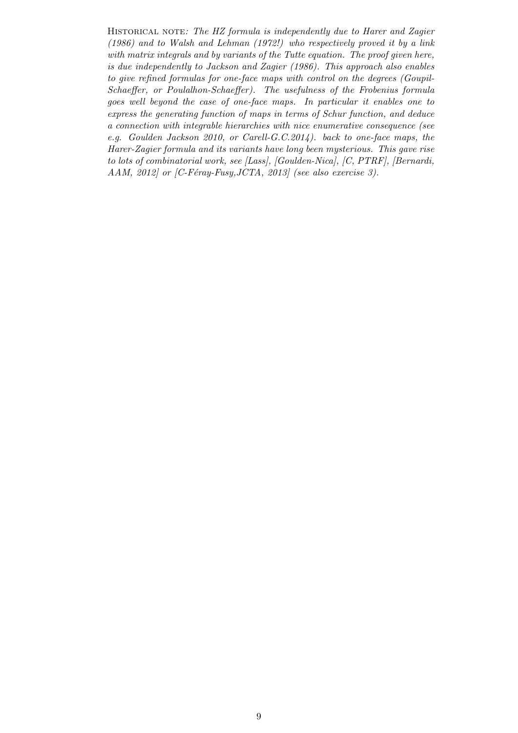Historical note: *The HZ formula is independently due to Harer and Zagier (1986) and to Walsh and Lehman (1972!) who respectively proved it by a link with matrix integrals and by variants of the Tutte equation. The proof given here, is due independently to Jackson and Zagier (1986). This approach also enables to give refined formulas for one-face maps with control on the degrees (Goupil-Schaeffer, or Poulalhon-Schaeffer). The usefulness of the Frobenius formula goes well beyond the case of one-face maps. In particular it enables one to express the generating function of maps in terms of Schur function, and deduce a connection with integrable hierarchies with nice enumerative consequence (see e.g. Goulden Jackson 2010, or Carell-G.C.2014). back to one-face maps, the Harer-Zagier formula and its variants have long been mysterious. This gave rise to lots of combinatorial work, see [Lass], [Goulden-Nica], [C, PTRF], [Bernardi, AAM, 2012] or [C-Féray-Fusy,JCTA, 2013] (see also exercise 3).*